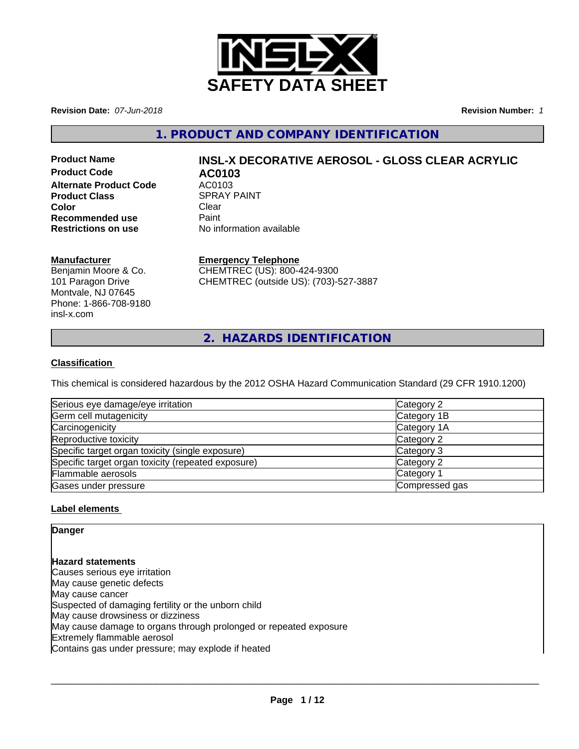# SAFETY DATA SHEET

**Revision Date:** *07-Jun-2018* **Revision Number:** *1*

## 1. PRODUCT AND COMPANY IDENTIFICATION

**Product Name** **INSL-X DECORATIVE AEROSOL - GLOSS CLEAR ACRYLIC**
**Product Code** **AC0103**
**Alternate Product Code** AC0103
**Product Class** SPRAY PAINT
**Color** Clear
**Recommended use** Paint
**Restrictions on use** No information available

**Manufacturer**
Benjamin Moore & Co.
101 Paragon Drive
Montvale, NJ 07645
Phone: 1-866-708-9180
insl-x.com

**Emergency Telephone**
CHEMTREC (US): 800-424-9300
CHEMTREC (outside US): (703)-527-3887

## 2. HAZARDS IDENTIFICATION

### Classification

This chemical is considered hazardous by the 2012 OSHA Hazard Communication Standard (29 CFR 1910.1200)

| Hazard | Category |
|---|---|
| Serious eye damage/eye irritation | Category 2 |
| Germ cell mutagenicity | Category 1B |
| Carcinogenicity | Category 1A |
| Reproductive toxicity | Category 2 |
| Specific target organ toxicity (single exposure) | Category 3 |
| Specific target organ toxicity (repeated exposure) | Category 2 |
| Flammable aerosols | Category 1 |
| Gases under pressure | Compressed gas |

### Label elements

**Danger**

**Hazard statements**
Causes serious eye irritation
May cause genetic defects
May cause cancer
Suspected of damaging fertility or the unborn child
May cause drowsiness or dizziness
May cause damage to organs through prolonged or repeated exposure
Extremely flammable aerosol
Contains gas under pressure; may explode if heated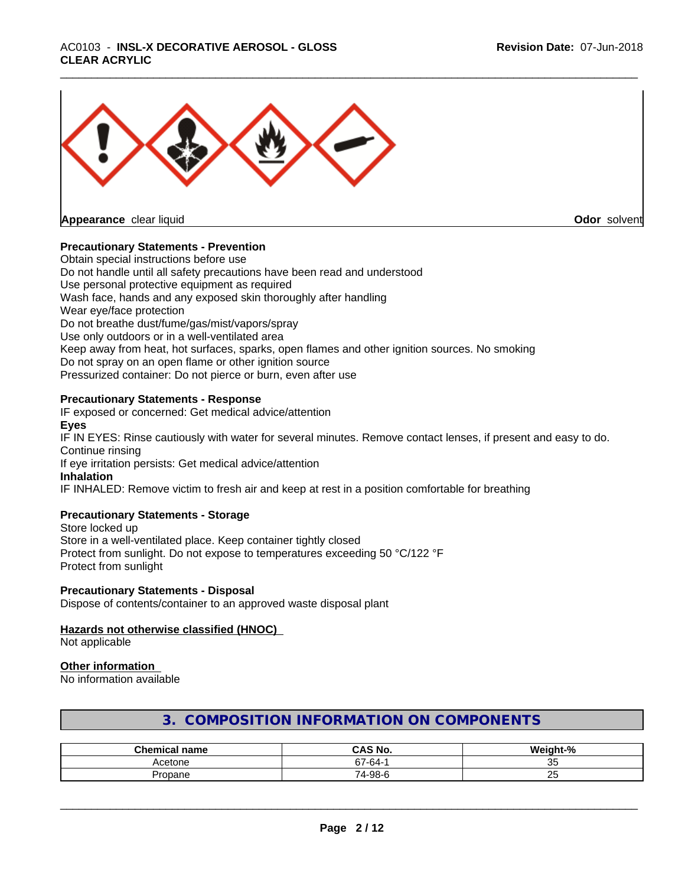**Appearance** clear liquid **Odor** solvent

**Precautionary Statements - Prevention**

Obtain special instructions before use
Do not handle until all safety precautions have been read and understood
Use personal protective equipment as required
Wash face, hands and any exposed skin thoroughly after handling
Wear eye/face protection
Do not breathe dust/fume/gas/mist/vapors/spray
Use only outdoors or in a well-ventilated area
Keep away from heat, hot surfaces, sparks, open flames and other ignition sources. No smoking
Do not spray on an open flame or other ignition source
Pressurized container: Do not pierce or burn, even after use

**Precautionary Statements - Response**

IF exposed or concerned: Get medical advice/attention

**Eyes**

IF IN EYES: Rinse cautiously with water for several minutes. Remove contact lenses, if present and easy to do. Continue rinsing
If eye irritation persists: Get medical advice/attention

**Inhalation**

IF INHALED: Remove victim to fresh air and keep at rest in a position comfortable for breathing

**Precautionary Statements - Storage**

Store locked up
Store in a well-ventilated place. Keep container tightly closed
Protect from sunlight. Do not expose to temperatures exceeding 50 °C/122 °F
Protect from sunlight

**Precautionary Statements - Disposal**

Dispose of contents/container to an approved waste disposal plant

**Hazards not otherwise classified (HNOC)**

Not applicable

**Other information**

No information available

## 3. COMPOSITION INFORMATION ON COMPONENTS

| Chemical name | CAS No. | Weight-% |
|---|---|---|
| Acetone | 67-64-1 | 35 |
| Propane | 74-98-6 | 25 |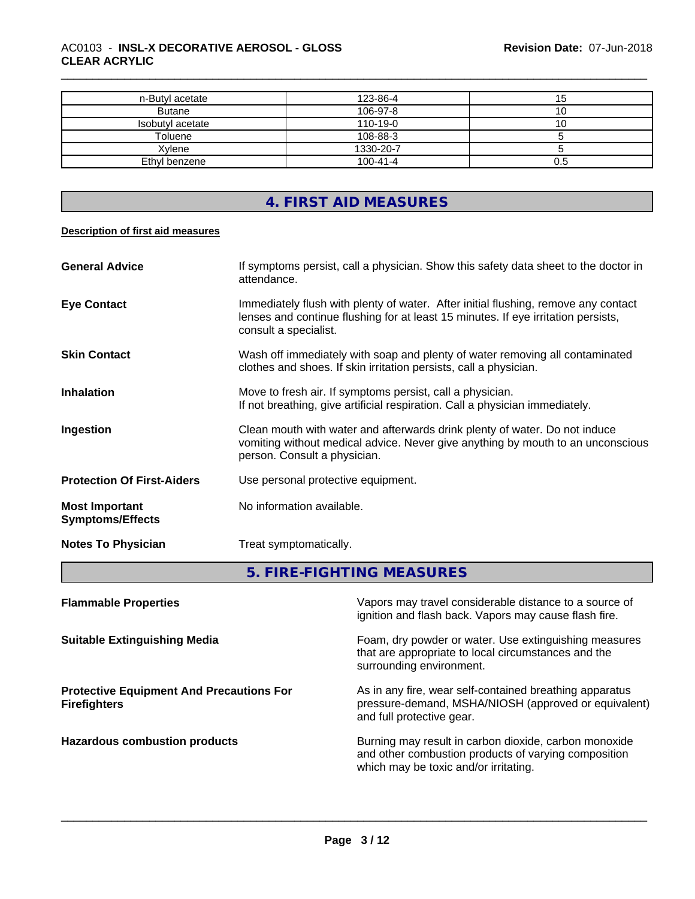| n-Butyl acetate | 123-86-4 | 15 |
| --- | --- | --- |
| Butane | 106-97-8 | 10 |
| Isobutyl acetate | 110-19-0 | 10 |
| Toluene | 108-88-3 | 5 |
| Xylene | 1330-20-7 | 5 |
| Ethyl benzene | 100-41-4 | 0.5 |

## 4. FIRST AID MEASURES

**Description of first aid measures**

**General Advice** If symptoms persist, call a physician. Show this safety data sheet to the doctor in attendance.

**Eye Contact** Immediately flush with plenty of water. After initial flushing, remove any contact lenses and continue flushing for at least 15 minutes. If eye irritation persists, consult a specialist.

**Skin Contact** Wash off immediately with soap and plenty of water removing all contaminated clothes and shoes. If skin irritation persists, call a physician.

**Inhalation** Move to fresh air. If symptoms persist, call a physician.
If not breathing, give artificial respiration. Call a physician immediately.

**Ingestion** Clean mouth with water and afterwards drink plenty of water. Do not induce vomiting without medical advice. Never give anything by mouth to an unconscious person. Consult a physician.

**Protection Of First-Aiders** Use personal protective equipment.

**Most Important Symptoms/Effects** No information available.

**Notes To Physician** Treat symptomatically.

## 5. FIRE-FIGHTING MEASURES

**Flammable Properties** Vapors may travel considerable distance to a source of ignition and flash back. Vapors may cause flash fire.

**Suitable Extinguishing Media** Foam, dry powder or water. Use extinguishing measures that are appropriate to local circumstances and the surrounding environment.

**Protective Equipment And Precautions For Firefighters** As in any fire, wear self-contained breathing apparatus pressure-demand, MSHA/NIOSH (approved or equivalent) and full protective gear.

**Hazardous combustion products** Burning may result in carbon dioxide, carbon monoxide and other combustion products of varying composition which may be toxic and/or irritating.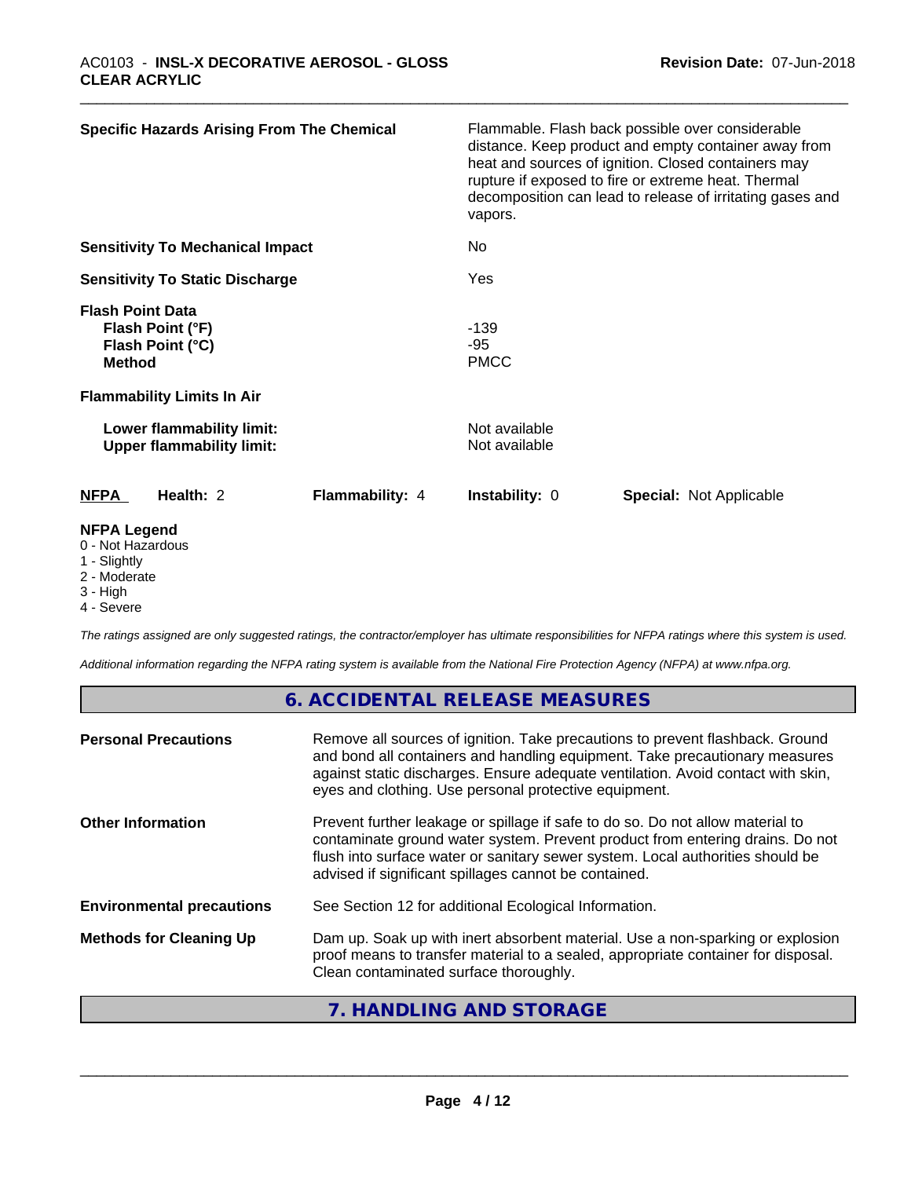| | |
|---|---|
| **Specific Hazards Arising From The Chemical** | Flammable. Flash back possible over considerable distance. Keep product and empty container away from heat and sources of ignition. Closed containers may rupture if exposed to fire or extreme heat. Thermal decomposition can lead to release of irritating gases and vapors. |
| **Sensitivity To Mechanical Impact** | No |
| **Sensitivity To Static Discharge** | Yes |

**Flash Point Data**

| | |
|---|---|
| **Flash Point (°F)** | -139 |
| **Flash Point (°C)** | -95 |
| **Method** | PMCC |

**Flammability Limits In Air**

| | |
|---|---|
| **Lower flammability limit:** | Not available |
| **Upper flammability limit:** | Not available |

| **NFPA** | **Health:** 2 | **Flammability:** 4 | **Instability:** 0 | **Special:** Not Applicable |
|---|---|---|---|---|

**NFPA Legend**
0 - Not Hazardous
1 - Slightly
2 - Moderate
3 - High
4 - Severe

*The ratings assigned are only suggested ratings, the contractor/employer has ultimate responsibilities for NFPA ratings where this system is used.*

*Additional information regarding the NFPA rating system is available from the National Fire Protection Agency (NFPA) at www.nfpa.org.*

## 6. ACCIDENTAL RELEASE MEASURES

| | |
|---|---|
| **Personal Precautions** | Remove all sources of ignition. Take precautions to prevent flashback. Ground and bond all containers and handling equipment. Take precautionary measures against static discharges. Ensure adequate ventilation. Avoid contact with skin, eyes and clothing. Use personal protective equipment. |
| **Other Information** | Prevent further leakage or spillage if safe to do so. Do not allow material to contaminate ground water system. Prevent product from entering drains. Do not flush into surface water or sanitary sewer system. Local authorities should be advised if significant spillages cannot be contained. |
| **Environmental precautions** | See Section 12 for additional Ecological Information. |
| **Methods for Cleaning Up** | Dam up. Soak up with inert absorbent material. Use a non-sparking or explosion proof means to transfer material to a sealed, appropriate container for disposal. Clean contaminated surface thoroughly. |

## 7. HANDLING AND STORAGE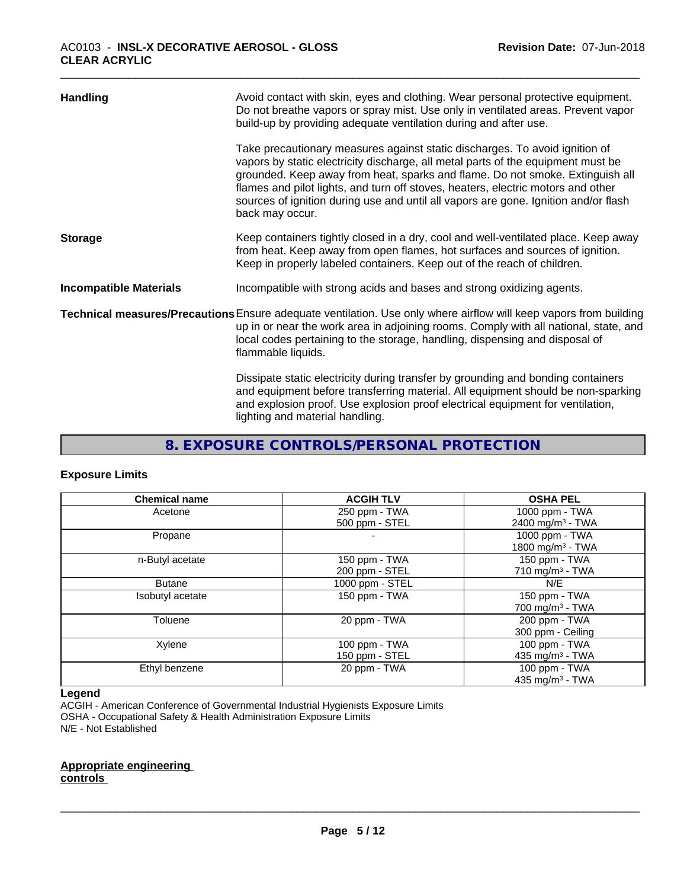**Handling**

Avoid contact with skin, eyes and clothing. Wear personal protective equipment. Do not breathe vapors or spray mist. Use only in ventilated areas. Prevent vapor build-up by providing adequate ventilation during and after use.

Take precautionary measures against static discharges. To avoid ignition of vapors by static electricity discharge, all metal parts of the equipment must be grounded. Keep away from heat, sparks and flame. Do not smoke. Extinguish all flames and pilot lights, and turn off stoves, heaters, electric motors and other sources of ignition during use and until all vapors are gone. Ignition and/or flash back may occur.

**Storage**

Keep containers tightly closed in a dry, cool and well-ventilated place. Keep away from heat. Keep away from open flames, hot surfaces and sources of ignition. Keep in properly labeled containers. Keep out of the reach of children.

**Incompatible Materials**

Incompatible with strong acids and bases and strong oxidizing agents.

**Technical measures/Precautions**

Ensure adequate ventilation. Use only where airflow will keep vapors from building up in or near the work area in adjoining rooms. Comply with all national, state, and local codes pertaining to the storage, handling, dispensing and disposal of flammable liquids.

Dissipate static electricity during transfer by grounding and bonding containers and equipment before transferring material. All equipment should be non-sparking and explosion proof. Use explosion proof electrical equipment for ventilation, lighting and material handling.

## 8. EXPOSURE CONTROLS/PERSONAL PROTECTION

### Exposure Limits

| Chemical name | ACGIH TLV | OSHA PEL |
|---|---|---|
| Acetone | 250 ppm - TWA<br>500 ppm - STEL | 1000 ppm - TWA<br>2400 mg/m³ - TWA |
| Propane | - | 1000 ppm - TWA<br>1800 mg/m³ - TWA |
| n-Butyl acetate | 150 ppm - TWA<br>200 ppm - STEL | 150 ppm - TWA<br>710 mg/m³ - TWA |
| Butane | 1000 ppm - STEL | N/E |
| Isobutyl acetate | 150 ppm - TWA | 150 ppm - TWA<br>700 mg/m³ - TWA |
| Toluene | 20 ppm - TWA | 200 ppm - TWA<br>300 ppm - Ceiling |
| Xylene | 100 ppm - TWA<br>150 ppm - STEL | 100 ppm - TWA<br>435 mg/m³ - TWA |
| Ethyl benzene | 20 ppm - TWA | 100 ppm - TWA<br>435 mg/m³ - TWA |

**Legend**

ACGIH - American Conference of Governmental Industrial Hygienists Exposure Limits
OSHA - Occupational Safety & Health Administration Exposure Limits
N/E - Not Established

**Appropriate engineering controls**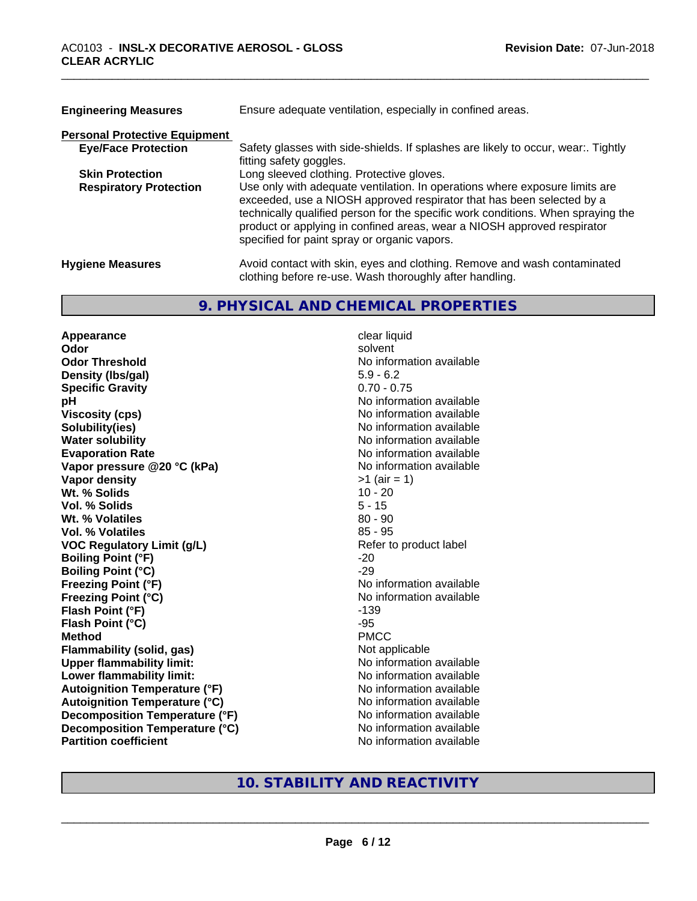| | |
|---|---|
| **Engineering Measures** | Ensure adequate ventilation, especially in confined areas. |

**Personal Protective Equipment**

| | |
|---|---|
| **Eye/Face Protection** | Safety glasses with side-shields. If splashes are likely to occur, wear:. Tightly fitting safety goggles. |
| **Skin Protection** | Long sleeved clothing. Protective gloves. |
| **Respiratory Protection** | Use only with adequate ventilation. In operations where exposure limits are exceeded, use a NIOSH approved respirator that has been selected by a technically qualified person for the specific work conditions. When spraying the product or applying in confined areas, wear a NIOSH approved respirator specified for paint spray or organic vapors. |

| | |
|---|---|
| **Hygiene Measures** | Avoid contact with skin, eyes and clothing. Remove and wash contaminated clothing before re-use. Wash thoroughly after handling. |

## 9. PHYSICAL AND CHEMICAL PROPERTIES

| | |
|---|---|
| **Appearance** | clear liquid |
| **Odor** | solvent |
| **Odor Threshold** | No information available |
| **Density (lbs/gal)** | 5.9 - 6.2 |
| **Specific Gravity** | 0.70 - 0.75 |
| **pH** | No information available |
| **Viscosity (cps)** | No information available |
| **Solubility(ies)** | No information available |
| **Water solubility** | No information available |
| **Evaporation Rate** | No information available |
| **Vapor pressure @20 °C (kPa)** | No information available |
| **Vapor density** | >1 (air = 1) |
| **Wt. % Solids** | 10 - 20 |
| **Vol. % Solids** | 5 - 15 |
| **Wt. % Volatiles** | 80 - 90 |
| **Vol. % Volatiles** | 85 - 95 |
| **VOC Regulatory Limit (g/L)** | Refer to product label |
| **Boiling Point (°F)** | -20 |
| **Boiling Point (°C)** | -29 |
| **Freezing Point (°F)** | No information available |
| **Freezing Point (°C)** | No information available |
| **Flash Point (°F)** | -139 |
| **Flash Point (°C)** | -95 |
| **Method** | PMCC |
| **Flammability (solid, gas)** | Not applicable |
| **Upper flammability limit:** | No information available |
| **Lower flammability limit:** | No information available |
| **Autoignition Temperature (°F)** | No information available |
| **Autoignition Temperature (°C)** | No information available |
| **Decomposition Temperature (°F)** | No information available |
| **Decomposition Temperature (°C)** | No information available |
| **Partition coefficient** | No information available |

## 10. STABILITY AND REACTIVITY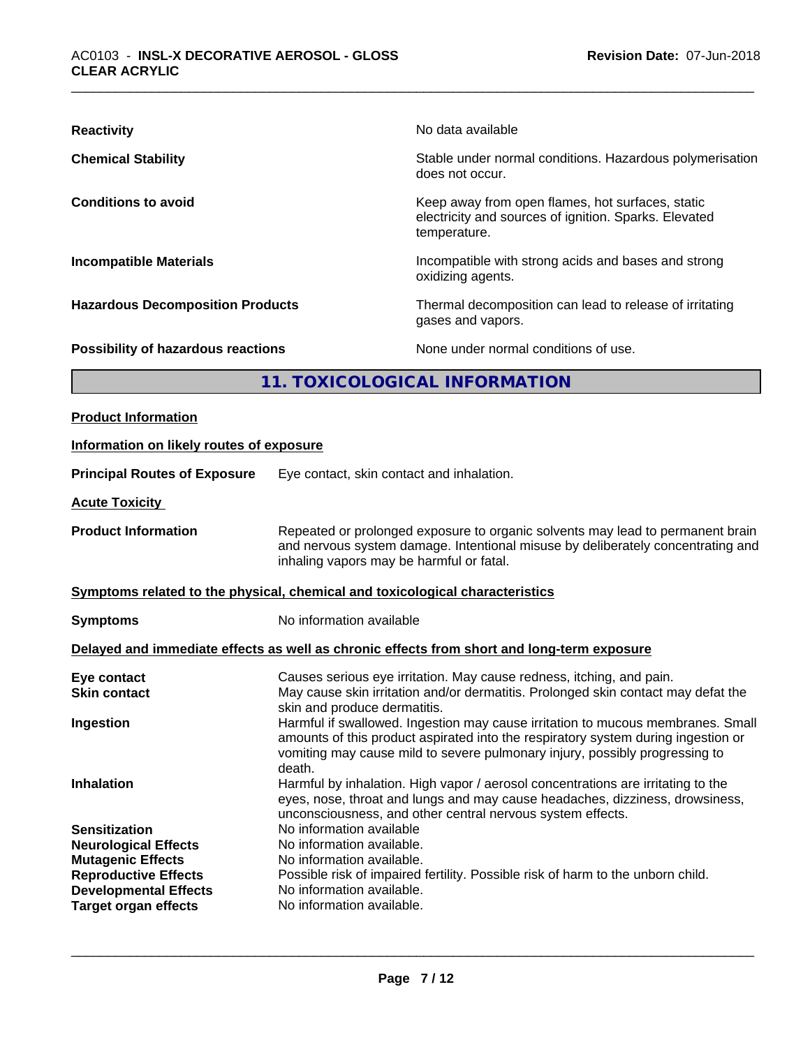| | |
|---|---|
| **Reactivity** | No data available |
| **Chemical Stability** | Stable under normal conditions. Hazardous polymerisation does not occur. |
| **Conditions to avoid** | Keep away from open flames, hot surfaces, static electricity and sources of ignition. Sparks. Elevated temperature. |
| **Incompatible Materials** | Incompatible with strong acids and bases and strong oxidizing agents. |
| **Hazardous Decomposition Products** | Thermal decomposition can lead to release of irritating gases and vapors. |
| **Possibility of hazardous reactions** | None under normal conditions of use. |

## 11. TOXICOLOGICAL INFORMATION

**Product Information**

**Information on likely routes of exposure**

**Principal Routes of Exposure** Eye contact, skin contact and inhalation.

**Acute Toxicity**

**Product Information** Repeated or prolonged exposure to organic solvents may lead to permanent brain and nervous system damage. Intentional misuse by deliberately concentrating and inhaling vapors may be harmful or fatal.

**Symptoms related to the physical, chemical and toxicological characteristics**

**Symptoms** No information available

**Delayed and immediate effects as well as chronic effects from short and long-term exposure**

| | |
|---|---|
| **Eye contact** | Causes serious eye irritation. May cause redness, itching, and pain. |
| **Skin contact** | May cause skin irritation and/or dermatitis. Prolonged skin contact may defat the skin and produce dermatitis. |
| **Ingestion** | Harmful if swallowed. Ingestion may cause irritation to mucous membranes. Small amounts of this product aspirated into the respiratory system during ingestion or vomiting may cause mild to severe pulmonary injury, possibly progressing to death. |
| **Inhalation** | Harmful by inhalation. High vapor / aerosol concentrations are irritating to the eyes, nose, throat and lungs and may cause headaches, dizziness, drowsiness, unconsciousness, and other central nervous system effects. |
| **Sensitization** | No information available |
| **Neurological Effects** | No information available. |
| **Mutagenic Effects** | No information available. |
| **Reproductive Effects** | Possible risk of impaired fertility. Possible risk of harm to the unborn child. |
| **Developmental Effects** | No information available. |
| **Target organ effects** | No information available. |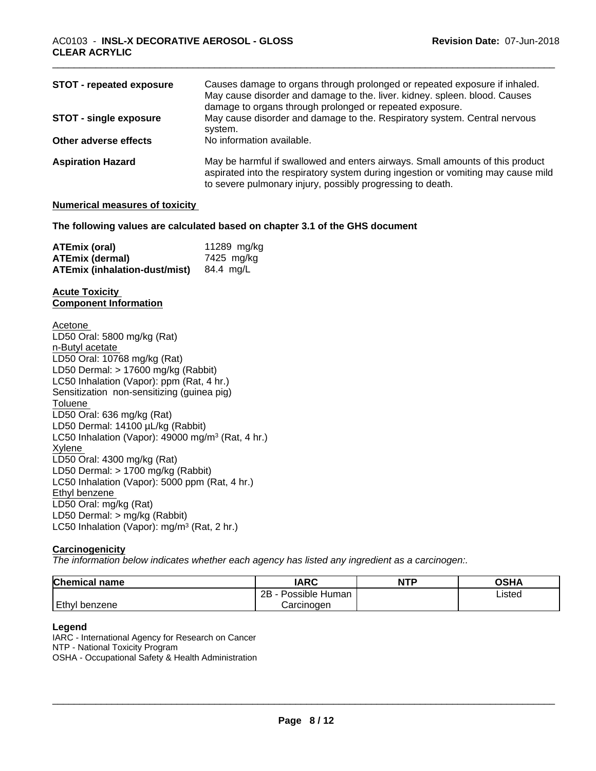| | |
|---|---|
| **STOT - repeated exposure** | Causes damage to organs through prolonged or repeated exposure if inhaled. May cause disorder and damage to the. liver. kidney. spleen. blood. Causes damage to organs through prolonged or repeated exposure. |
| **STOT - single exposure** | May cause disorder and damage to the. Respiratory system. Central nervous system. |
| **Other adverse effects** | No information available. |
| **Aspiration Hazard** | May be harmful if swallowed and enters airways. Small amounts of this product aspirated into the respiratory system during ingestion or vomiting may cause mild to severe pulmonary injury, possibly progressing to death. |

**Numerical measures of toxicity**

**The following values are calculated based on chapter 3.1 of the GHS document**

| | |
|---|---|
| **ATEmix (oral)** | 11289 mg/kg |
| **ATEmix (dermal)** | 7425 mg/kg |
| **ATEmix (inhalation-dust/mist)** | 84.4 mg/L |

**Acute Toxicity**
**Component Information**

Acetone
LD50 Oral: 5800 mg/kg (Rat)
n-Butyl acetate
LD50 Oral: 10768 mg/kg (Rat)
LD50 Dermal: > 17600 mg/kg (Rabbit)
LC50 Inhalation (Vapor): ppm (Rat, 4 hr.)
Sensitization non-sensitizing (guinea pig)
Toluene
LD50 Oral: 636 mg/kg (Rat)
LD50 Dermal: 14100 µL/kg (Rabbit)
LC50 Inhalation (Vapor): 49000 mg/m³ (Rat, 4 hr.)
Xylene
LD50 Oral: 4300 mg/kg (Rat)
LD50 Dermal: > 1700 mg/kg (Rabbit)
LC50 Inhalation (Vapor): 5000 ppm (Rat, 4 hr.)
Ethyl benzene
LD50 Oral: mg/kg (Rat)
LD50 Dermal: > mg/kg (Rabbit)
LC50 Inhalation (Vapor): mg/m³ (Rat, 2 hr.)

**Carcinogenicity**

*The information below indicates whether each agency has listed any ingredient as a carcinogen:.*

| Chemical name | IARC | NTP | OSHA |
|---|---|---|---|
| Ethyl benzene | 2B - Possible Human Carcinogen | | Listed |

**Legend**
IARC - International Agency for Research on Cancer
NTP - National Toxicity Program
OSHA - Occupational Safety & Health Administration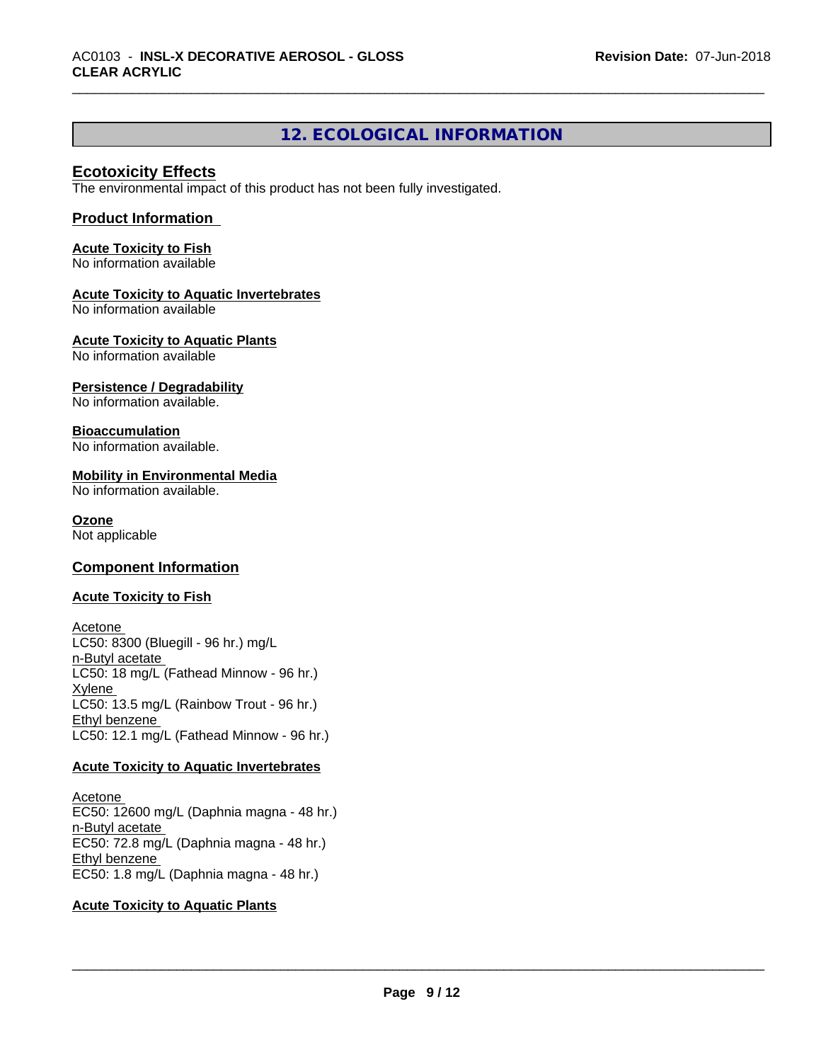## 12. ECOLOGICAL INFORMATION

### Ecotoxicity Effects

The environmental impact of this product has not been fully investigated.

### Product Information

**Acute Toxicity to Fish**
No information available

**Acute Toxicity to Aquatic Invertebrates**
No information available

**Acute Toxicity to Aquatic Plants**
No information available

**Persistence / Degradability**
No information available.

**Bioaccumulation**
No information available.

**Mobility in Environmental Media**
No information available.

**Ozone**
Not applicable

### Component Information

**Acute Toxicity to Fish**

Acetone
LC50: 8300 (Bluegill - 96 hr.) mg/L
n-Butyl acetate
LC50: 18 mg/L (Fathead Minnow - 96 hr.)
Xylene
LC50: 13.5 mg/L (Rainbow Trout - 96 hr.)
Ethyl benzene
LC50: 12.1 mg/L (Fathead Minnow - 96 hr.)

**Acute Toxicity to Aquatic Invertebrates**

Acetone
EC50: 12600 mg/L (Daphnia magna - 48 hr.)
n-Butyl acetate
EC50: 72.8 mg/L (Daphnia magna - 48 hr.)
Ethyl benzene
EC50: 1.8 mg/L (Daphnia magna - 48 hr.)

**Acute Toxicity to Aquatic Plants**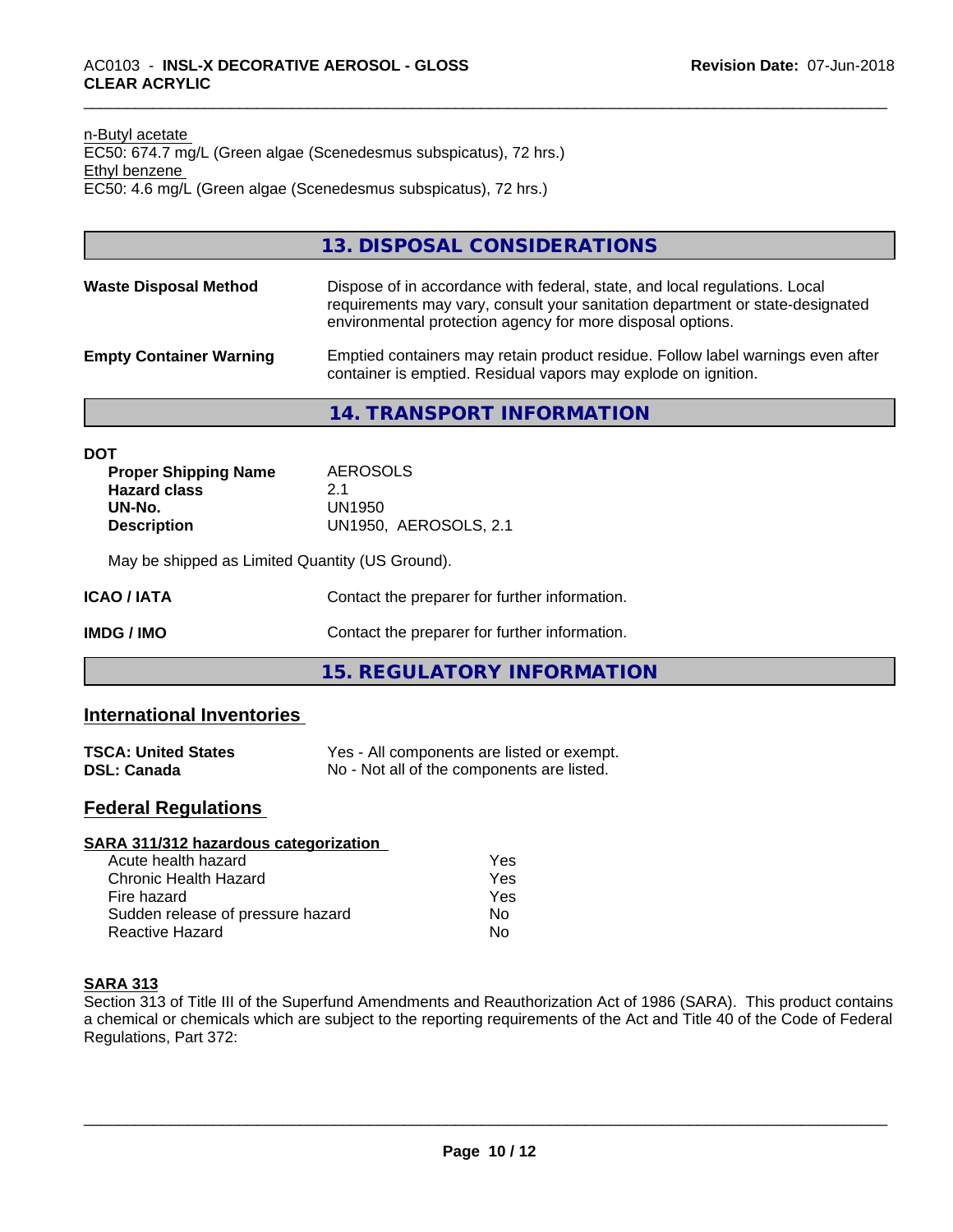n-Butyl acetate
EC50: 674.7 mg/L (Green algae (Scenedesmus subspicatus), 72 hrs.)
Ethyl benzene
EC50: 4.6 mg/L (Green algae (Scenedesmus subspicatus), 72 hrs.)

## 13. DISPOSAL CONSIDERATIONS

| | |
|---|---|
| **Waste Disposal Method** | Dispose of in accordance with federal, state, and local regulations. Local requirements may vary, consult your sanitation department or state-designated environmental protection agency for more disposal options. |
| **Empty Container Warning** | Emptied containers may retain product residue. Follow label warnings even after container is emptied. Residual vapors may explode on ignition. |

## 14. TRANSPORT INFORMATION

**DOT**

| | |
|---|---|
| **Proper Shipping Name** | AEROSOLS |
| **Hazard class** | 2.1 |
| **UN-No.** | UN1950 |
| **Description** | UN1950, AEROSOLS, 2.1 |

May be shipped as Limited Quantity (US Ground).

| | |
|---|---|
| **ICAO / IATA** | Contact the preparer for further information. |
| **IMDG / IMO** | Contact the preparer for further information. |

## 15. REGULATORY INFORMATION

### International Inventories

| | |
|---|---|
| **TSCA: United States** | Yes - All components are listed or exempt. |
| **DSL: Canada** | No - Not all of the components are listed. |

### Federal Regulations

**SARA 311/312 hazardous categorization**

| | |
|---|---|
| Acute health hazard | Yes |
| Chronic Health Hazard | Yes |
| Fire hazard | Yes |
| Sudden release of pressure hazard | No |
| Reactive Hazard | No |

**SARA 313**

Section 313 of Title III of the Superfund Amendments and Reauthorization Act of 1986 (SARA). This product contains a chemical or chemicals which are subject to the reporting requirements of the Act and Title 40 of the Code of Federal Regulations, Part 372: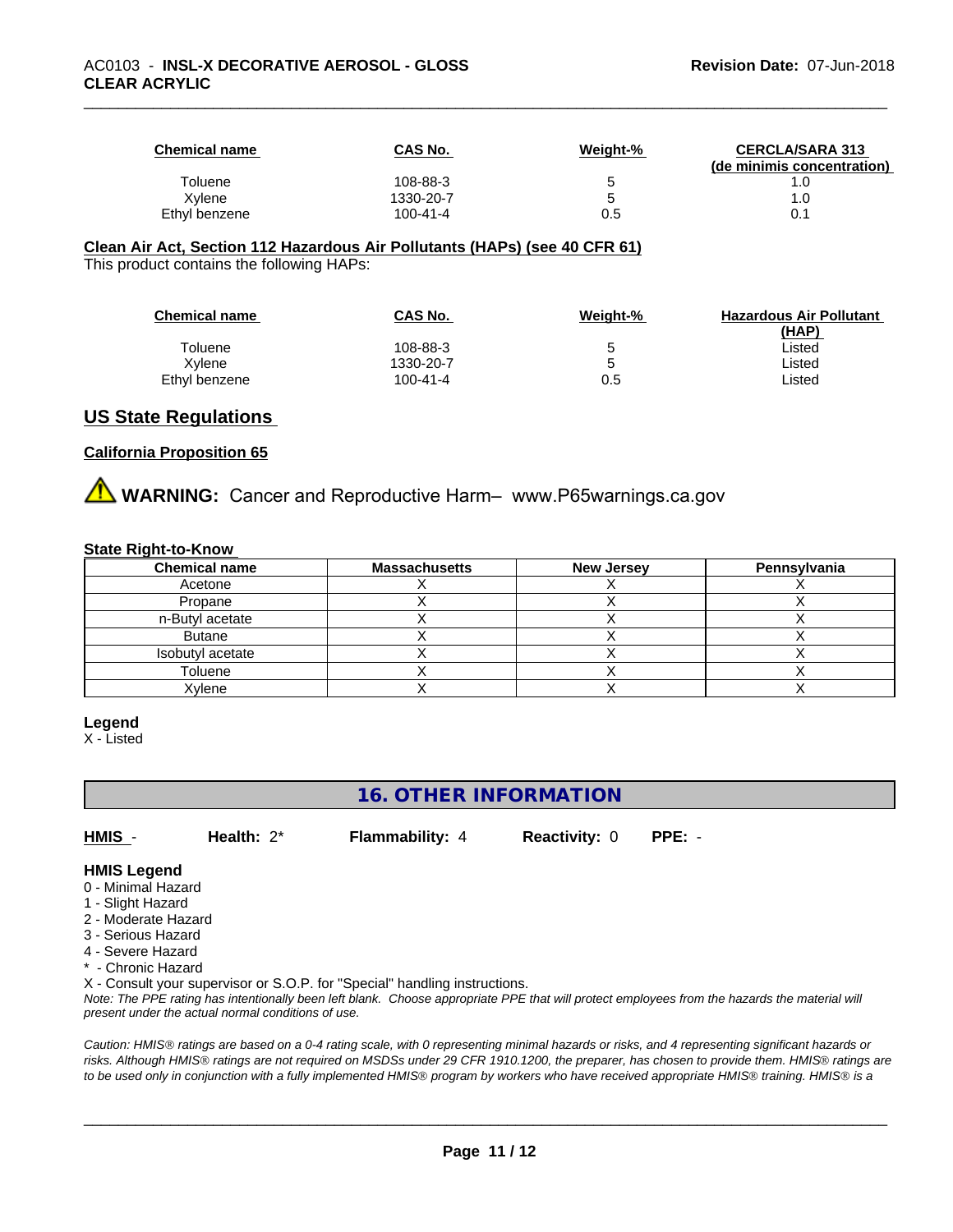| Chemical name | CAS No. | Weight-% | CERCLA/SARA 313 (de minimis concentration) |
|---|---|---|---|
| Toluene | 108-88-3 | 5 | 1.0 |
| Xylene | 1330-20-7 | 5 | 1.0 |
| Ethyl benzene | 100-41-4 | 0.5 | 0.1 |

**Clean Air Act, Section 112 Hazardous Air Pollutants (HAPs) (see 40 CFR 61)**

This product contains the following HAPs:

| Chemical name | CAS No. | Weight-% | Hazardous Air Pollutant (HAP) |
|---|---|---|---|
| Toluene | 108-88-3 | 5 | Listed |
| Xylene | 1330-20-7 | 5 | Listed |
| Ethyl benzene | 100-41-4 | 0.5 | Listed |

## US State Regulations

**California Proposition 65**

⚠ **WARNING:** Cancer and Reproductive Harm– www.P65warnings.ca.gov

**State Right-to-Know**

| Chemical name | Massachusetts | New Jersey | Pennsylvania |
|---|---|---|---|
| Acetone | X | X | X |
| Propane | X | X | X |
| n-Butyl acetate | X | X | X |
| Butane | X | X | X |
| Isobutyl acetate | X | X | X |
| Toluene | X | X | X |
| Xylene | X | X | X |

**Legend**

X - Listed

## 16. OTHER INFORMATION

**HMIS** - **Health:** 2* **Flammability:** 4 **Reactivity:** 0 **PPE:** -

**HMIS Legend**

0 - Minimal Hazard
1 - Slight Hazard
2 - Moderate Hazard
3 - Serious Hazard
4 - Severe Hazard
* - Chronic Hazard
X - Consult your supervisor or S.O.P. for "Special" handling instructions.

*Note: The PPE rating has intentionally been left blank. Choose appropriate PPE that will protect employees from the hazards the material will present under the actual normal conditions of use.*

*Caution: HMIS® ratings are based on a 0-4 rating scale, with 0 representing minimal hazards or risks, and 4 representing significant hazards or risks. Although HMIS® ratings are not required on MSDSs under 29 CFR 1910.1200, the preparer, has chosen to provide them. HMIS® ratings are to be used only in conjunction with a fully implemented HMIS® program by workers who have received appropriate HMIS® training. HMIS® is a*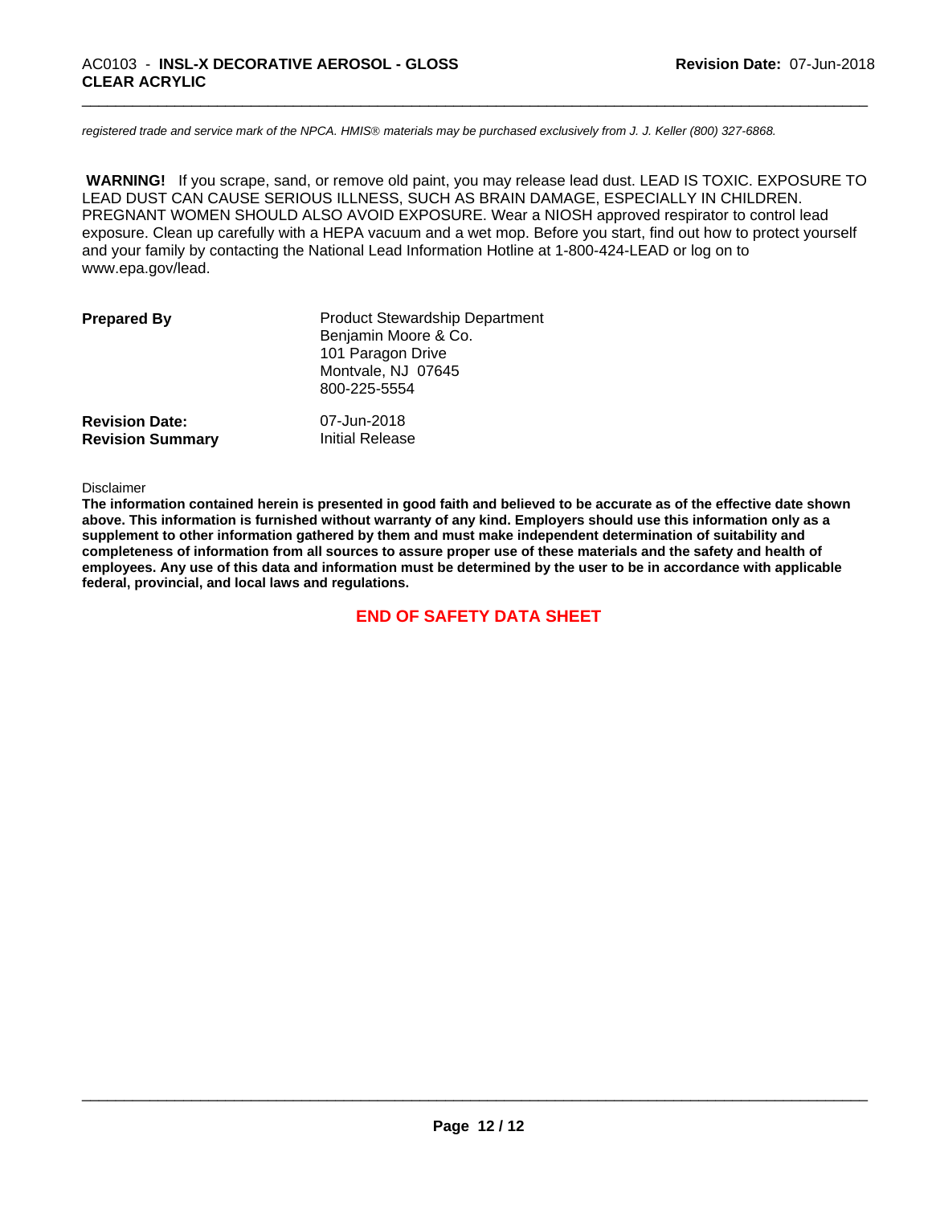*registered trade and service mark of the NPCA. HMIS® materials may be purchased exclusively from J. J. Keller (800) 327-6868.*

**WARNING!** If you scrape, sand, or remove old paint, you may release lead dust. LEAD IS TOXIC. EXPOSURE TO LEAD DUST CAN CAUSE SERIOUS ILLNESS, SUCH AS BRAIN DAMAGE, ESPECIALLY IN CHILDREN. PREGNANT WOMEN SHOULD ALSO AVOID EXPOSURE. Wear a NIOSH approved respirator to control lead exposure. Clean up carefully with a HEPA vacuum and a wet mop. Before you start, find out how to protect yourself and your family by contacting the National Lead Information Hotline at 1-800-424-LEAD or log on to www.epa.gov/lead.

| | |
|---|---|
| **Prepared By** | Product Stewardship Department<br>Benjamin Moore & Co.<br>101 Paragon Drive<br>Montvale, NJ 07645<br>800-225-5554 |
| **Revision Date:** | 07-Jun-2018 |
| **Revision Summary** | Initial Release |

Disclaimer

**The information contained herein is presented in good faith and believed to be accurate as of the effective date shown above. This information is furnished without warranty of any kind. Employers should use this information only as a supplement to other information gathered by them and must make independent determination of suitability and completeness of information from all sources to assure proper use of these materials and the safety and health of employees. Any use of this data and information must be determined by the user to be in accordance with applicable federal, provincial, and local laws and regulations.**

**END OF SAFETY DATA SHEET**